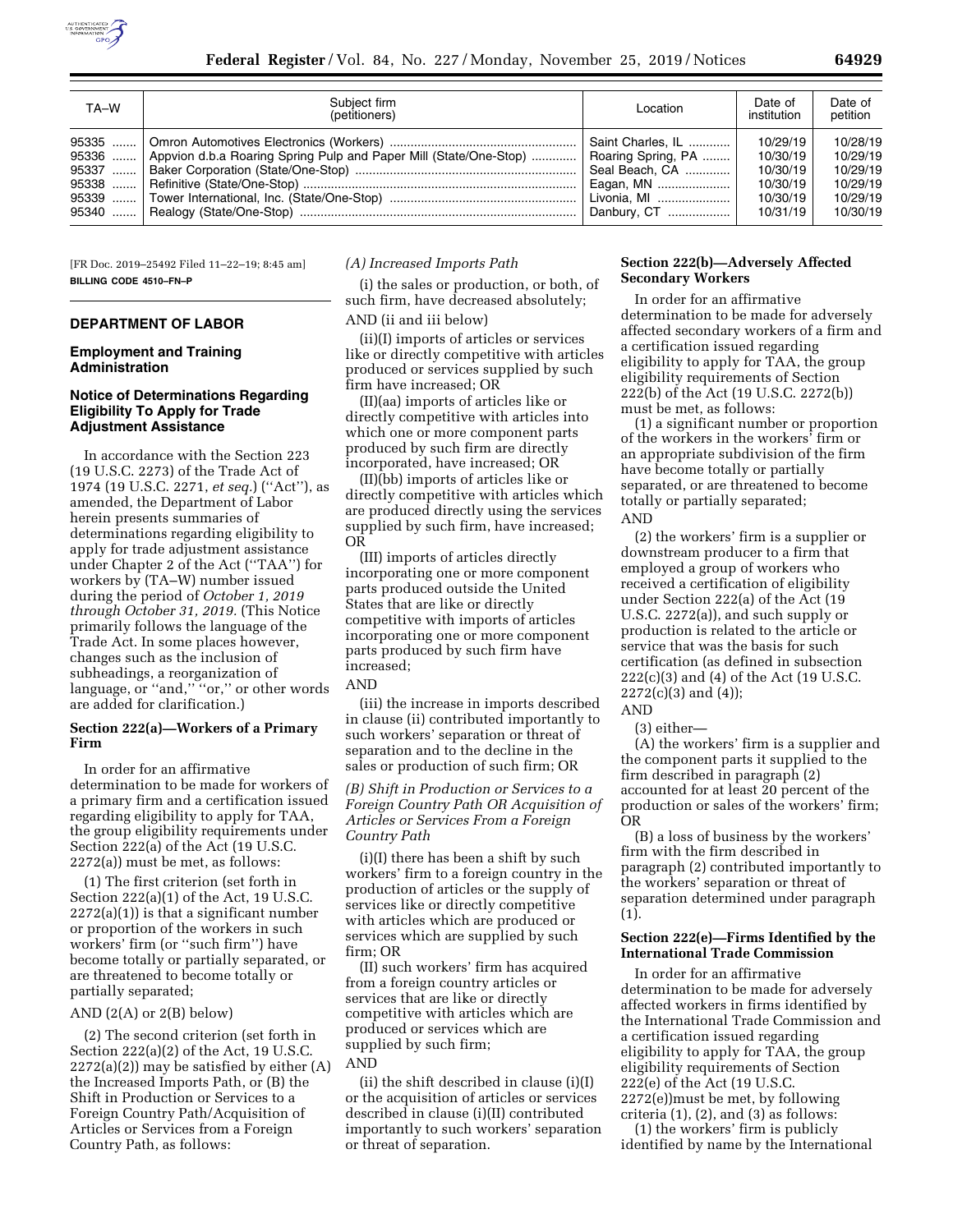| TA–W | Subject firm (petitioners) | Location | Date of institution | Date of petition |
| --- | --- | --- | --- | --- |
| 95335 | Omron Automotives Electronics (Workers) | Saint Charles, IL | 10/29/19 | 10/28/19 |
| 95336 | Appvion d.b.a Roaring Spring Pulp and Paper Mill (State/One-Stop) | Roaring Spring, PA | 10/30/19 | 10/29/19 |
| 95337 | Baker Corporation (State/One-Stop) | Seal Beach, CA | 10/30/19 | 10/29/19 |
| 95338 | Refinitive (State/One-Stop) | Eagan, MN | 10/30/19 | 10/29/19 |
| 95339 | Tower International, Inc. (State/One-Stop) | Livonia, MI | 10/30/19 | 10/29/19 |
| 95340 | Realogy (State/One-Stop) | Danbury, CT | 10/31/19 | 10/30/19 |

[FR Doc. 2019–25492 Filed 11–22–19; 8:45 am]

**BILLING CODE 4510–FN–P**

## DEPARTMENT OF LABOR

### Employment and Training Administration

### Notice of Determinations Regarding Eligibility To Apply for Trade Adjustment Assistance

In accordance with the Section 223 (19 U.S.C. 2273) of the Trade Act of 1974 (19 U.S.C. 2271, *et seq.*) (''Act''), as amended, the Department of Labor herein presents summaries of determinations regarding eligibility to apply for trade adjustment assistance under Chapter 2 of the Act (''TAA'') for workers by (TA–W) number issued during the period of *October 1, 2019 through October 31, 2019.* (This Notice primarily follows the language of the Trade Act. In some places however, changes such as the inclusion of subheadings, a reorganization of language, or ''and,'' ''or,'' or other words are added for clarification.)

#### Section 222(a)—Workers of a Primary Firm

In order for an affirmative determination to be made for workers of a primary firm and a certification issued regarding eligibility to apply for TAA, the group eligibility requirements under Section 222(a) of the Act (19 U.S.C. 2272(a)) must be met, as follows:

(1) The first criterion (set forth in Section 222(a)(1) of the Act, 19 U.S.C. 2272(a)(1)) is that a significant number or proportion of the workers in such workers' firm (or ''such firm'') have become totally or partially separated, or are threatened to become totally or partially separated;

AND (2(A) or 2(B) below)

(2) The second criterion (set forth in Section 222(a)(2) of the Act, 19 U.S.C. 2272(a)(2)) may be satisfied by either (A) the Increased Imports Path, or (B) the Shift in Production or Services to a Foreign Country Path/Acquisition of Articles or Services from a Foreign Country Path, as follows:

*(A) Increased Imports Path*

(i) the sales or production, or both, of such firm, have decreased absolutely;

AND (ii and iii below)

(ii)(I) imports of articles or services like or directly competitive with articles produced or services supplied by such firm have increased; OR

(II)(aa) imports of articles like or directly competitive with articles into which one or more component parts produced by such firm are directly incorporated, have increased; OR

(II)(bb) imports of articles like or directly competitive with articles which are produced directly using the services supplied by such firm, have increased; OR

(III) imports of articles directly incorporating one or more component parts produced outside the United States that are like or directly competitive with imports of articles incorporating one or more component parts produced by such firm have increased;

AND

(iii) the increase in imports described in clause (ii) contributed importantly to such workers' separation or threat of separation and to the decline in the sales or production of such firm; OR

*(B) Shift in Production or Services to a Foreign Country Path OR Acquisition of Articles or Services From a Foreign Country Path*

(i)(I) there has been a shift by such workers' firm to a foreign country in the production of articles or the supply of services like or directly competitive with articles which are produced or services which are supplied by such firm; OR

(II) such workers' firm has acquired from a foreign country articles or services that are like or directly competitive with articles which are produced or services which are supplied by such firm;

AND

(ii) the shift described in clause (i)(I) or the acquisition of articles or services described in clause (i)(II) contributed importantly to such workers' separation or threat of separation.

#### Section 222(b)—Adversely Affected Secondary Workers

In order for an affirmative determination to be made for adversely affected secondary workers of a firm and a certification issued regarding eligibility to apply for TAA, the group eligibility requirements of Section 222(b) of the Act (19 U.S.C. 2272(b)) must be met, as follows:

(1) a significant number or proportion of the workers in the workers' firm or an appropriate subdivision of the firm have become totally or partially separated, or are threatened to become totally or partially separated;

AND

(2) the workers' firm is a supplier or downstream producer to a firm that employed a group of workers who received a certification of eligibility under Section 222(a) of the Act (19 U.S.C. 2272(a)), and such supply or production is related to the article or service that was the basis for such certification (as defined in subsection 222(c)(3) and (4) of the Act (19 U.S.C. 2272(c)(3) and (4));

AND

(3) either—

(A) the workers' firm is a supplier and the component parts it supplied to the firm described in paragraph (2) accounted for at least 20 percent of the production or sales of the workers' firm; OR

(B) a loss of business by the workers' firm with the firm described in paragraph (2) contributed importantly to the workers' separation or threat of separation determined under paragraph (1).

#### Section 222(e)—Firms Identified by the International Trade Commission

In order for an affirmative determination to be made for adversely affected workers in firms identified by the International Trade Commission and a certification issued regarding eligibility to apply for TAA, the group eligibility requirements of Section 222(e) of the Act (19 U.S.C. 2272(e))must be met, by following criteria (1), (2), and (3) as follows:

(1) the workers' firm is publicly identified by name by the International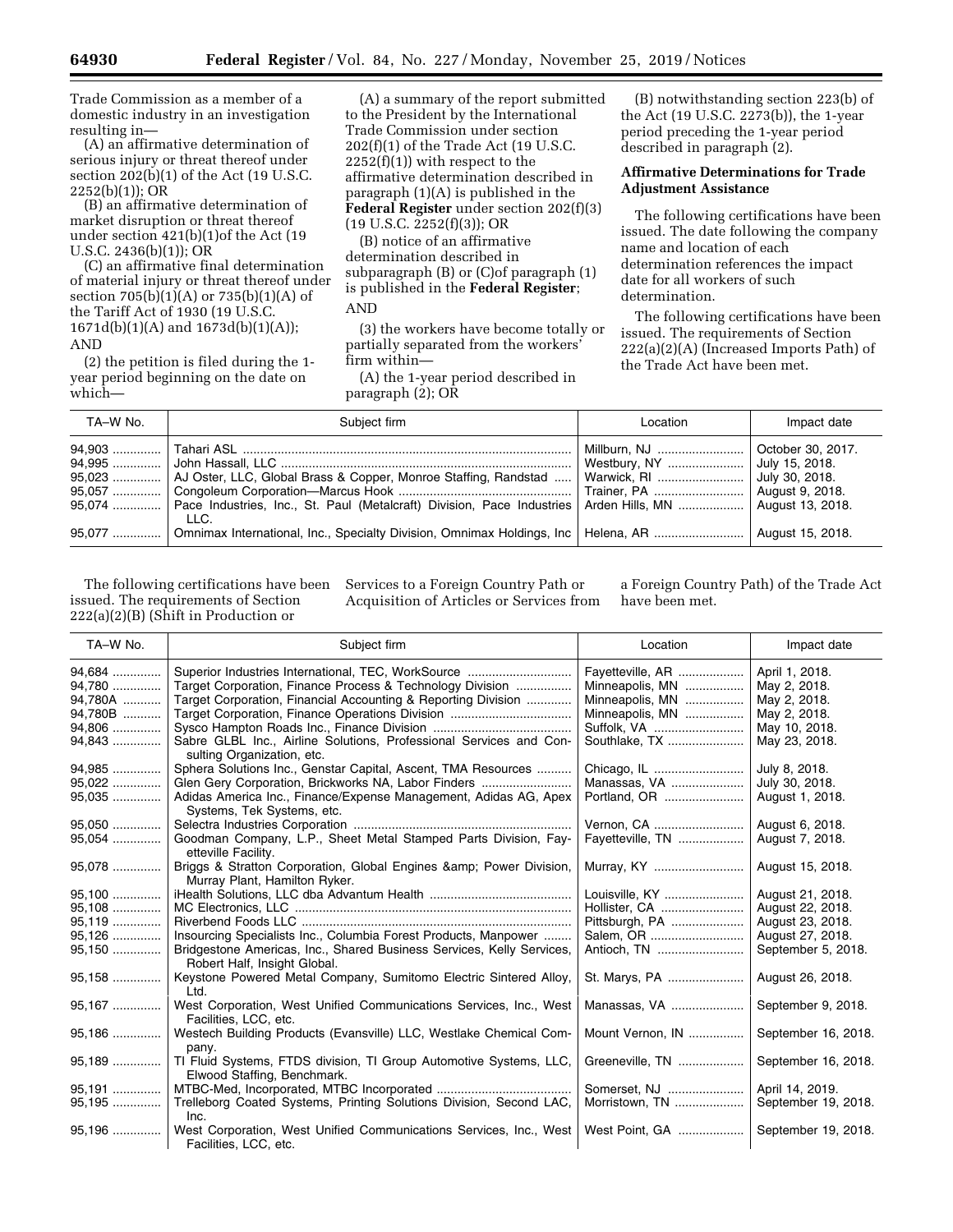Trade Commission as a member of a domestic industry in an investigation resulting in—

(A) an affirmative determination of serious injury or threat thereof under section 202(b)(1) of the Act (19 U.S.C. 2252(b)(1)); OR

(B) an affirmative determination of market disruption or threat thereof under section 421(b)(1)of the Act (19 U.S.C. 2436(b)(1)); OR

(C) an affirmative final determination of material injury or threat thereof under section 705(b)(1)(A) or 735(b)(1)(A) of the Tariff Act of 1930 (19 U.S.C. 1671d(b)(1)(A) and 1673d(b)(1)(A)); AND

(2) the petition is filed during the 1-year period beginning on the date on which—

(A) a summary of the report submitted to the President by the International Trade Commission under section 202(f)(1) of the Trade Act (19 U.S.C. 2252(f)(1)) with respect to the affirmative determination described in paragraph (1)(A) is published in the **Federal Register** under section 202(f)(3) (19 U.S.C. 2252(f)(3)); OR

(B) notice of an affirmative determination described in subparagraph (B) or (C)of paragraph (1) is published in the **Federal Register**; AND

(3) the workers have become totally or partially separated from the workers' firm within—

(A) the 1-year period described in paragraph (2); OR

(B) notwithstanding section 223(b) of the Act (19 U.S.C. 2273(b)), the 1-year period preceding the 1-year period described in paragraph (2).

**Affirmative Determinations for Trade Adjustment Assistance**

The following certifications have been issued. The date following the company name and location of each determination references the impact date for all workers of such determination.

The following certifications have been issued. The requirements of Section 222(a)(2)(A) (Increased Imports Path) of the Trade Act have been met.

| TA–W No. | Subject firm | Location | Impact date |
|---|---|---|---|
| 94,903 | Tahari ASL | Millburn, NJ | October 30, 2017. |
| 94,995 | John Hassall, LLC | Westbury, NY | July 15, 2018. |
| 95,023 | AJ Oster, LLC, Global Brass & Copper, Monroe Staffing, Randstad | Warwick, RI | July 30, 2018. |
| 95,057 | Congoleum Corporation—Marcus Hook | Trainer, PA | August 9, 2018. |
| 95,074 | Pace Industries, Inc., St. Paul (Metalcraft) Division, Pace Industries LLC. | Arden Hills, MN | August 13, 2018. |
| 95,077 | Omnimax International, Inc., Specialty Division, Omnimax Holdings, Inc | Helena, AR | August 15, 2018. |

The following certifications have been issued. The requirements of Section 222(a)(2)(B) (Shift in Production or Services to a Foreign Country Path or Acquisition of Articles or Services from a Foreign Country Path) of the Trade Act have been met.

| TA–W No. | Subject firm | Location | Impact date |
|---|---|---|---|
| 94,684 | Superior Industries International, TEC, WorkSource | Fayetteville, AR | April 1, 2018. |
| 94,780 | Target Corporation, Finance Process & Technology Division | Minneapolis, MN | May 2, 2018. |
| 94,780A | Target Corporation, Financial Accounting & Reporting Division | Minneapolis, MN | May 2, 2018. |
| 94,780B | Target Corporation, Finance Operations Division | Minneapolis, MN | May 2, 2018. |
| 94,806 | Sysco Hampton Roads Inc., Finance Division | Suffolk, VA | May 10, 2018. |
| 94,843 | Sabre GLBL Inc., Airline Solutions, Professional Services and Consulting Organization, etc. | Southlake, TX | May 23, 2018. |
| 94,985 | Sphera Solutions Inc., Genstar Capital, Ascent, TMA Resources | Chicago, IL | July 8, 2018. |
| 95,022 | Glen Gery Corporation, Brickworks NA, Labor Finders | Manassas, VA | July 30, 2018. |
| 95,035 | Adidas America Inc., Finance/Expense Management, Adidas AG, Apex Systems, Tek Systems, etc. | Portland, OR | August 1, 2018. |
| 95,050 | Selectra Industries Corporation | Vernon, CA | August 6, 2018. |
| 95,054 | Goodman Company, L.P., Sheet Metal Stamped Parts Division, Fayetteville Facility. | Fayetteville, TN | August 7, 2018. |
| 95,078 | Briggs & Stratton Corporation, Global Engines &amp; Power Division, Murray Plant, Hamilton Ryker. | Murray, KY | August 15, 2018. |
| 95,100 | iHealth Solutions, LLC dba Advantum Health | Louisville, KY | August 21, 2018. |
| 95,108 | MC Electronics, LLC | Hollister, CA | August 22, 2018. |
| 95,119 | Riverbend Foods LLC | Pittsburgh, PA | August 23, 2018. |
| 95,126 | Insourcing Specialists Inc., Columbia Forest Products, Manpower | Salem, OR | August 27, 2018. |
| 95,150 | Bridgestone Americas, Inc., Shared Business Services, Kelly Services, Robert Half, Insight Global. | Antioch, TN | September 5, 2018. |
| 95,158 | Keystone Powered Metal Company, Sumitomo Electric Sintered Alloy, Ltd. | St. Marys, PA | August 26, 2018. |
| 95,167 | West Corporation, West Unified Communications Services, Inc., West Facilities, LCC, etc. | Manassas, VA | September 9, 2018. |
| 95,186 | Westech Building Products (Evansville) LLC, Westlake Chemical Company. | Mount Vernon, IN | September 16, 2018. |
| 95,189 | TI Fluid Systems, FTDS division, TI Group Automotive Systems, LLC, Elwood Staffing, Benchmark. | Greeneville, TN | September 16, 2018. |
| 95,191 | MTBC-Med, Incorporated, MTBC Incorporated | Somerset, NJ | April 14, 2019. |
| 95,195 | Trelleborg Coated Systems, Printing Solutions Division, Second LAC, Inc. | Morristown, TN | September 19, 2018. |
| 95,196 | West Corporation, West Unified Communications Services, Inc., West Facilities, LCC, etc. | West Point, GA | September 19, 2018. |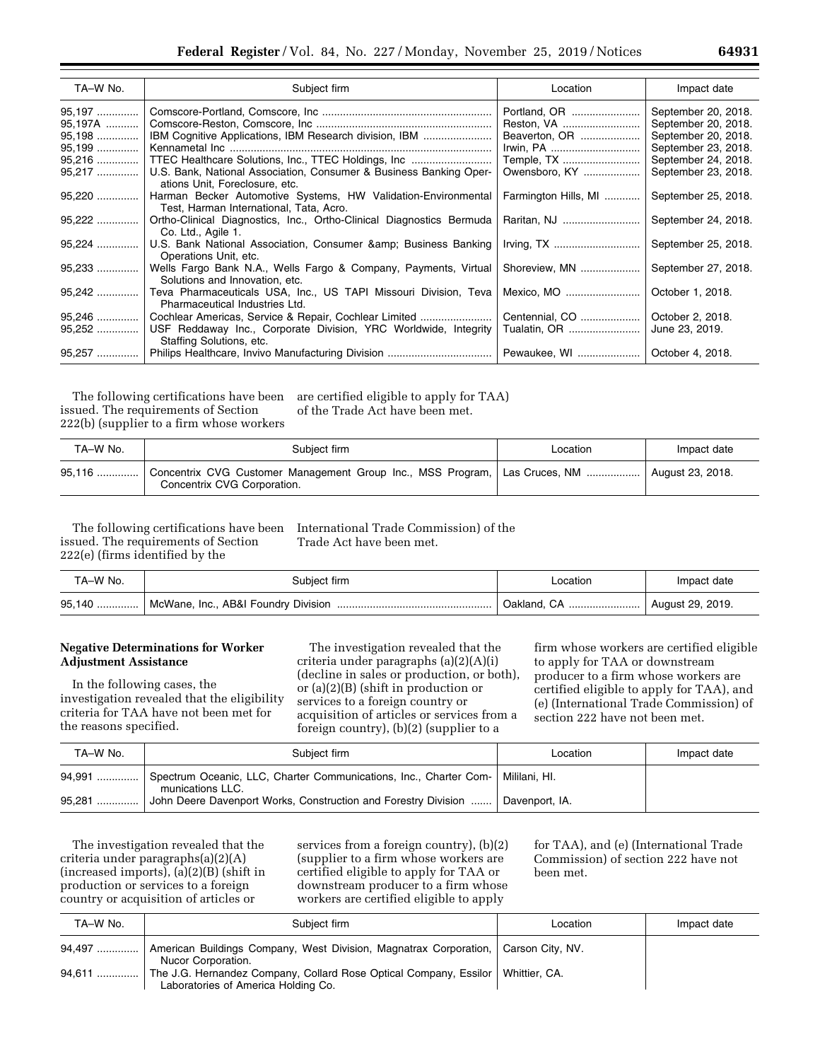| TA–W No. | Subject firm | Location | Impact date |
|---|---|---|---|
| 95,197 | Comscore-Portland, Comscore, Inc | Portland, OR | September 20, 2018. |
| 95,197A | Comscore-Reston, Comscore, Inc | Reston, VA | September 20, 2018. |
| 95,198 | IBM Cognitive Applications, IBM Research division, IBM | Beaverton, OR | September 20, 2018. |
| 95,199 | Kennametal Inc | Irwin, PA | September 23, 2018. |
| 95,216 | TTEC Healthcare Solutions, Inc., TTEC Holdings, Inc | Temple, TX | September 24, 2018. |
| 95,217 | U.S. Bank, National Association, Consumer & Business Banking Operations Unit, Foreclosure, etc. | Owensboro, KY | September 23, 2018. |
| 95,220 | Harman Becker Automotive Systems, HW Validation-Environmental Test, Harman International, Tata, Acro. | Farmington Hills, MI | September 25, 2018. |
| 95,222 | Ortho-Clinical Diagnostics, Inc., Ortho-Clinical Diagnostics Bermuda Co. Ltd., Agile 1. | Raritan, NJ | September 24, 2018. |
| 95,224 | U.S. Bank National Association, Consumer &amp; Business Banking Operations Unit, etc. | Irving, TX | September 25, 2018. |
| 95,233 | Wells Fargo Bank N.A., Wells Fargo & Company, Payments, Virtual Solutions and Innovation, etc. | Shoreview, MN | September 27, 2018. |
| 95,242 | Teva Pharmaceuticals USA, Inc., US TAPI Missouri Division, Teva Pharmaceutical Industries Ltd. | Mexico, MO | October 1, 2018. |
| 95,246 | Cochlear Americas, Service & Repair, Cochlear Limited | Centennial, CO | October 2, 2018. |
| 95,252 | USF Reddaway Inc., Corporate Division, YRC Worldwide, Integrity Staffing Solutions, etc. | Tualatin, OR | June 23, 2019. |
| 95,257 | Philips Healthcare, Invivo Manufacturing Division | Pewaukee, WI | October 4, 2018. |

The following certifications have been issued. The requirements of Section 222(b) (supplier to a firm whose workers are certified eligible to apply for TAA) of the Trade Act have been met.

| TA–W No. | Subject firm | Location | Impact date |
|---|---|---|---|
| 95,116 | Concentrix CVG Customer Management Group Inc., MSS Program, Concentrix CVG Corporation. | Las Cruces, NM | August 23, 2018. |

The following certifications have been issued. The requirements of Section 222(e) (firms identified by the International Trade Commission) of the Trade Act have been met.

| TA–W No. | Subject firm | Location | Impact date |
|---|---|---|---|
| 95,140 | McWane, Inc., AB&I Foundry Division | Oakland, CA | August 29, 2019. |

**Negative Determinations for Worker Adjustment Assistance**

In the following cases, the investigation revealed that the eligibility criteria for TAA have not been met for the reasons specified.

The investigation revealed that the criteria under paragraphs (a)(2)(A)(i) (decline in sales or production, or both), or (a)(2)(B) (shift in production or services to a foreign country or acquisition of articles or services from a foreign country), (b)(2) (supplier to a firm whose workers are certified eligible to apply for TAA or downstream producer to a firm whose workers are certified eligible to apply for TAA), and (e) (International Trade Commission) of section 222 have not been met.

| TA–W No. | Subject firm | Location | Impact date |
|---|---|---|---|
| 94,991 | Spectrum Oceanic, LLC, Charter Communications, Inc., Charter Communications LLC. | Mililani, HI. | |
| 95,281 | John Deere Davenport Works, Construction and Forestry Division | Davenport, IA. | |

The investigation revealed that the criteria under paragraphs(a)(2)(A) (increased imports), (a)(2)(B) (shift in production or services to a foreign country or acquisition of articles or services from a foreign country), (b)(2) (supplier to a firm whose workers are certified eligible to apply for TAA or downstream producer to a firm whose workers are certified eligible to apply for TAA), and (e) (International Trade Commission) of section 222 have not been met.

| TA–W No. | Subject firm | Location | Impact date |
|---|---|---|---|
| 94,497 | American Buildings Company, West Division, Magnatrax Corporation, Nucor Corporation. | Carson City, NV. | |
| 94,611 | The J.G. Hernandez Company, Collard Rose Optical Company, Essilor Laboratories of America Holding Co. | Whittier, CA. | |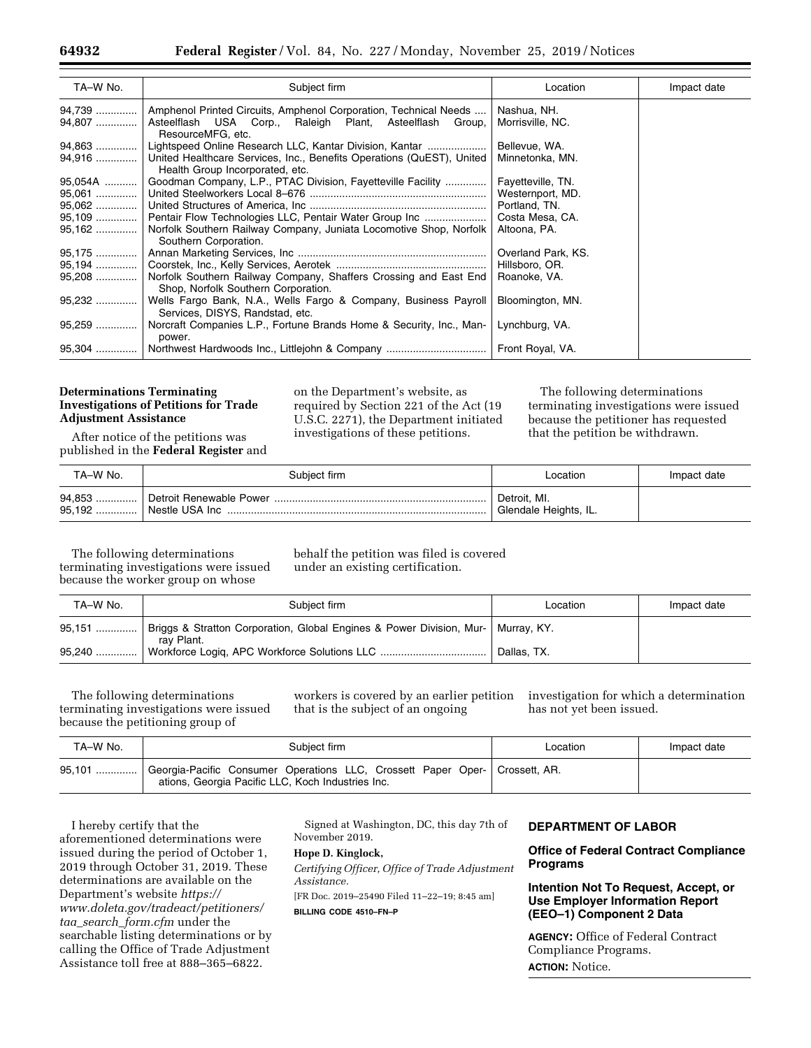| TA–W No. | Subject firm | Location | Impact date |
|---|---|---|---|
| 94,739 | Amphenol Printed Circuits, Amphenol Corporation, Technical Needs | Nashua, NH. | |
| 94,807 | Asteelflash USA Corp., Raleigh Plant, Asteelflash Group, ResourceMFG, etc. | Morrisville, NC. | |
| 94,863 | Lightspeed Online Research LLC, Kantar Division, Kantar | Bellevue, WA. | |
| 94,916 | United Healthcare Services, Inc., Benefits Operations (QuEST), United Health Group Incorporated, etc. | Minnetonka, MN. | |
| 95,054A | Goodman Company, L.P., PTAC Division, Fayetteville Facility | Fayetteville, TN. | |
| 95,061 | United Steelworkers Local 8–676 | Westernport, MD. | |
| 95,062 | United Structures of America, Inc | Portland, TN. | |
| 95,109 | Pentair Flow Technologies LLC, Pentair Water Group Inc | Costa Mesa, CA. | |
| 95,162 | Norfolk Southern Railway Company, Juniata Locomotive Shop, Norfolk Southern Corporation. | Altoona, PA. | |
| 95,175 | Annan Marketing Services, Inc | Overland Park, KS. | |
| 95,194 | Coorstek, Inc., Kelly Services, Aerotek | Hillsboro, OR. | |
| 95,208 | Norfolk Southern Railway Company, Shaffers Crossing and East End Shop, Norfolk Southern Corporation. | Roanoke, VA. | |
| 95,232 | Wells Fargo Bank, N.A., Wells Fargo & Company, Business Payroll Services, DISYS, Randstad, etc. | Bloomington, MN. | |
| 95,259 | Norcraft Companies L.P., Fortune Brands Home & Security, Inc., Manpower. | Lynchburg, VA. | |
| 95,304 | Northwest Hardwoods Inc., Littlejohn & Company | Front Royal, VA. | |

**Determinations Terminating Investigations of Petitions for Trade Adjustment Assistance**

After notice of the petitions was published in the **Federal Register** and on the Department's website, as required by Section 221 of the Act (19 U.S.C. 2271), the Department initiated investigations of these petitions.

The following determinations terminating investigations were issued because the petitioner has requested that the petition be withdrawn.

| TA–W No. | Subject firm | Location | Impact date |
|---|---|---|---|
| 94,853 | Detroit Renewable Power | Detroit, MI. | |
| 95,192 | Nestle USA Inc | Glendale Heights, IL. | |

The following determinations terminating investigations were issued because the worker group on whose behalf the petition was filed is covered under an existing certification.

| TA–W No. | Subject firm | Location | Impact date |
|---|---|---|---|
| 95,151 | Briggs & Stratton Corporation, Global Engines & Power Division, Murray Plant. | Murray, KY. | |
| 95,240 | Workforce Logiq, APC Workforce Solutions LLC | Dallas, TX. | |

The following determinations terminating investigations were issued because the petitioning group of workers is covered by an earlier petition that is the subject of an ongoing investigation for which a determination has not yet been issued.

| TA–W No. | Subject firm | Location | Impact date |
|---|---|---|---|
| 95,101 | Georgia-Pacific Consumer Operations LLC, Crossett Paper Operations, Georgia Pacific LLC, Koch Industries Inc. | Crossett, AR. | |

I hereby certify that the aforementioned determinations were issued during the period of October 1, 2019 through October 31, 2019. These determinations are available on the Department's website *https://www.doleta.gov/tradeact/petitioners/taa_search_form.cfm* under the searchable listing determinations or by calling the Office of Trade Adjustment Assistance toll free at 888–365–6822.

Signed at Washington, DC, this day 7th of November 2019.

**Hope D. Kinglock,**

*Certifying Officer, Office of Trade Adjustment Assistance.*

[FR Doc. 2019–25490 Filed 11–22–19; 8:45 am]

**BILLING CODE 4510–FN–P**

## DEPARTMENT OF LABOR

### Office of Federal Contract Compliance Programs

### Intention Not To Request, Accept, or Use Employer Information Report (EEO–1) Component 2 Data

**AGENCY:** Office of Federal Contract Compliance Programs.

**ACTION:** Notice.